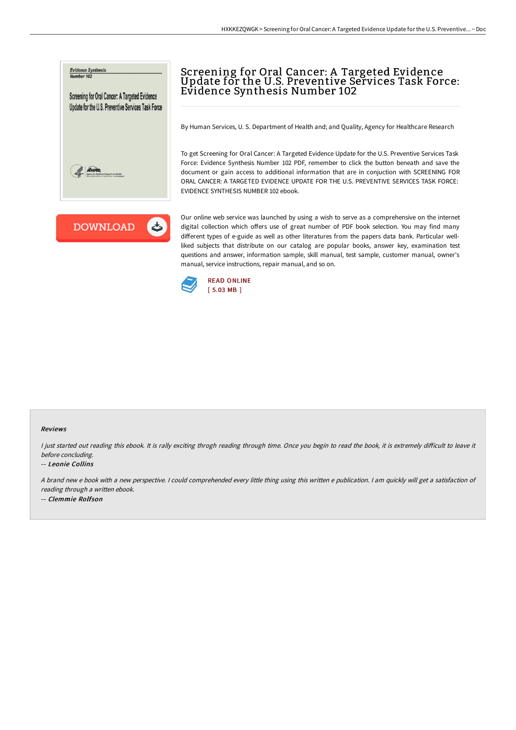# Screening for Oral Cancer: A Targeted Evidence Update for the U.S. Preventive Services Task Force: Evidence Synthesis Number 102

By Human Services, U. S. Department of Health and; and Quality, Agency for Healthcare Research

To get Screening for Oral Cancer: A Targeted Evidence Update for the U.S. Preventive Services Task Force: Evidence Synthesis Number 102 PDF, remember to click the button beneath and save the document or gain access to additional information that are in conjuction with SCREENING FOR ORAL CANCER: A TARGETED EVIDENCE UPDATE FOR THE U.S. PREVENTIVE SERVICES TASK FORCE: EVIDENCE SYNTHESIS NUMBER 102 ebook.

DOWNLOAD

Our online web service was launched by using a wish to serve as a comprehensive on the internet digital collection which offers use of great number of PDF book selection. You may find many different types of e-guide as well as other literatures from the papers data bank. Particular well-liked subjects that distribute on our catalog are popular books, answer key, examination test questions and answer, information sample, skill manual, test sample, customer manual, owner's manual, service instructions, repair manual, and so on.

READ ONLINE
[ 5.03 MB ]

### Reviews

*I just started out reading this ebook. It is rally exciting throgh reading through time. Once you begin to read the book, it is extremely difficult to leave it before concluding.*

-- *Leonie Collins*

*A brand new e book with a new perspective. I could comprehended every little thing using this written e publication. I am quickly will get a satisfaction of reading through a written ebook.*

-- *Clemmie Rolfson*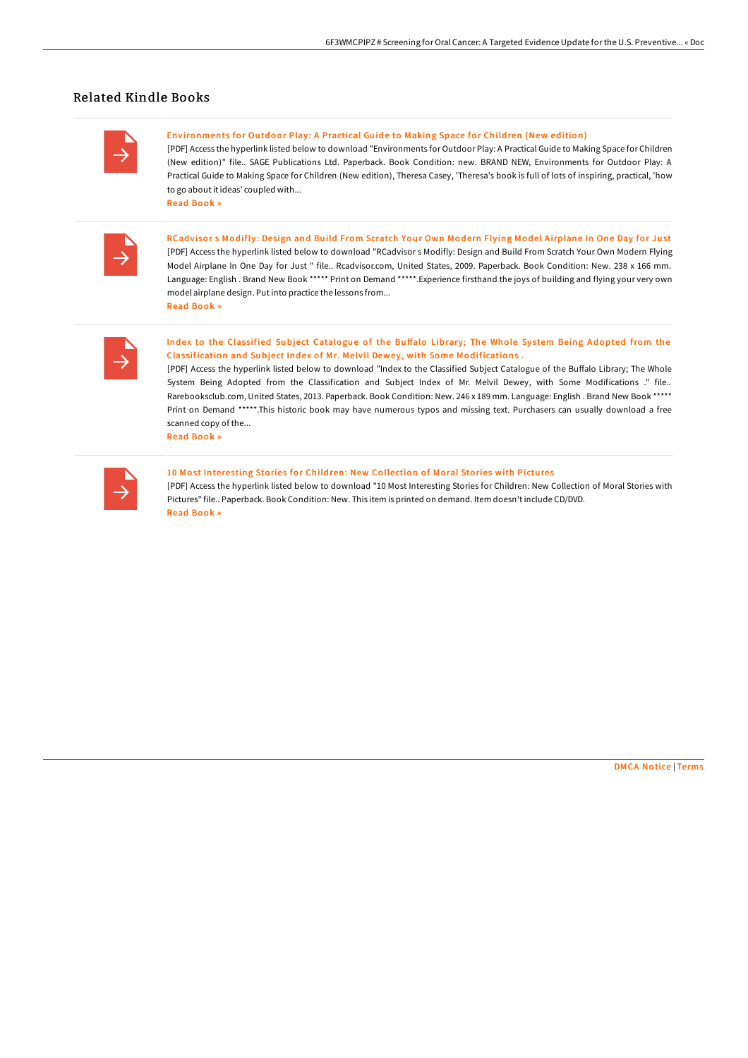## Related Kindle Books

### Environments for Outdoor Play: A Practical Guide to Making Space for Children (New edition)

[PDF] Access the hyperlink listed below to download "Environments for Outdoor Play: A Practical Guide to Making Space for Children (New edition)" file.. SAGE Publications Ltd. Paperback. Book Condition: new. BRAND NEW, Environments for Outdoor Play: A Practical Guide to Making Space for Children (New edition), Theresa Casey, 'Theresa's book is full of lots of inspiring, practical, 'how to go about it ideas' coupled with...

Read Book »

### RCadvisor s Modifly: Design and Build From Scratch Your Own Modern Flying Model Airplane In One Day for Just

[PDF] Access the hyperlink listed below to download "RCadvisor s Modifly: Design and Build From Scratch Your Own Modern Flying Model Airplane In One Day for Just " file.. Rcadvisor.com, United States, 2009. Paperback. Book Condition: New. 238 x 166 mm. Language: English . Brand New Book ***** Print on Demand *****.Experience firsthand the joys of building and flying your very own model airplane design. Put into practice the lessons from...

Read Book »

### Index to the Classified Subject Catalogue of the Buffalo Library; The Whole System Being Adopted from the Classification and Subject Index of Mr. Melvil Dewey, with Some Modifications .

[PDF] Access the hyperlink listed below to download "Index to the Classified Subject Catalogue of the Buffalo Library; The Whole System Being Adopted from the Classification and Subject Index of Mr. Melvil Dewey, with Some Modifications ." file.. Rarebooksclub.com, United States, 2013. Paperback. Book Condition: New. 246 x 189 mm. Language: English . Brand New Book ***** Print on Demand *****.This historic book may have numerous typos and missing text. Purchasers can usually download a free scanned copy of the...

Read Book »

### 10 Most Interesting Stories for Children: New Collection of Moral Stories with Pictures

[PDF] Access the hyperlink listed below to download "10 Most Interesting Stories for Children: New Collection of Moral Stories with Pictures" file.. Paperback. Book Condition: New. This item is printed on demand. Item doesn't include CD/DVD.

Read Book »

DMCA Notice | Terms